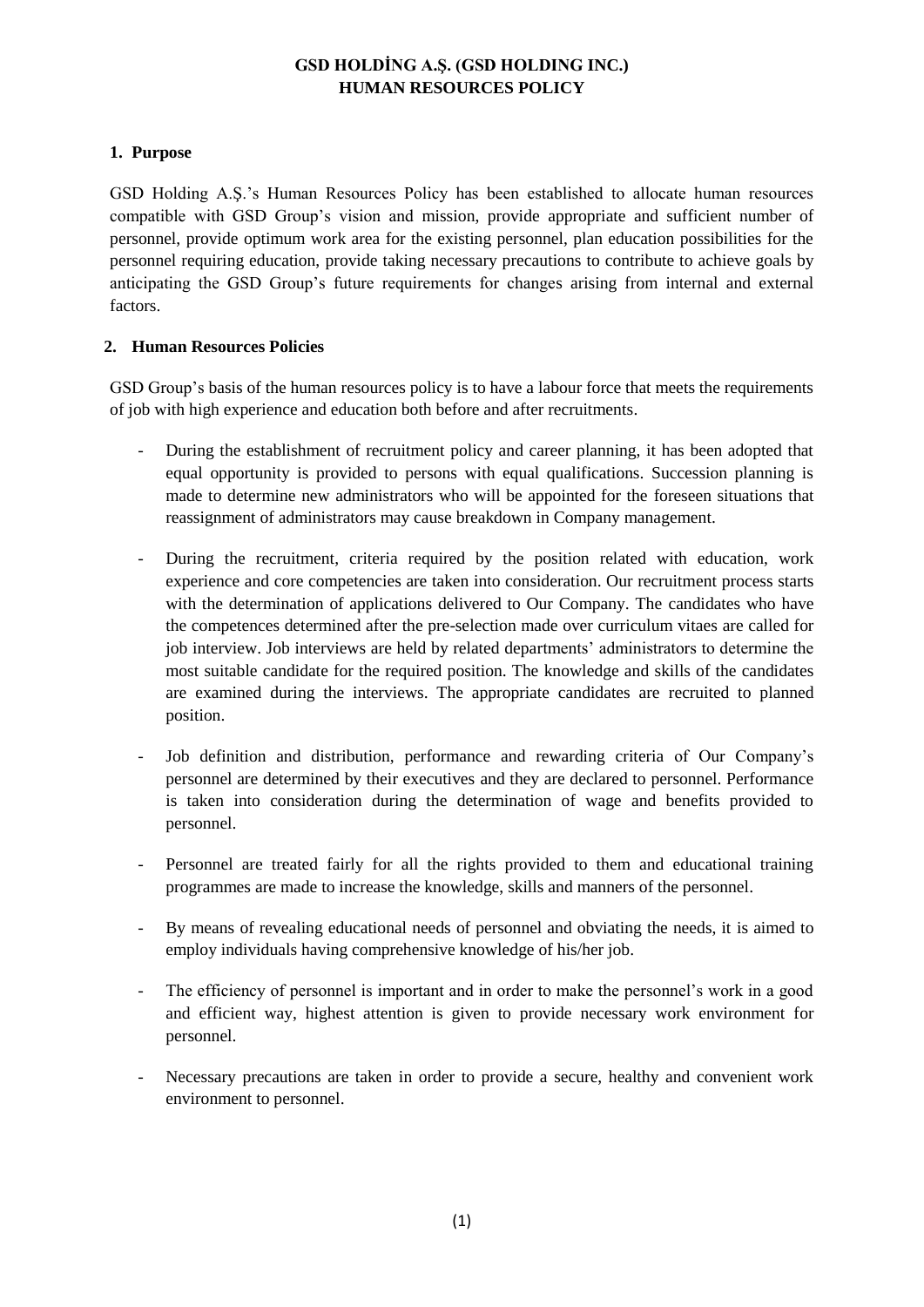# GSD HOLDİNG A.Ş. (GSD HOLDING INC.)
# HUMAN RESOURCES POLICY

## 1. Purpose

GSD Holding A.Ş.'s Human Resources Policy has been established to allocate human resources compatible with GSD Group's vision and mission, provide appropriate and sufficient number of personnel, provide optimum work area for the existing personnel, plan education possibilities for the personnel requiring education, provide taking necessary precautions to contribute to achieve goals by anticipating the GSD Group's future requirements for changes arising from internal and external factors.

## 2. Human Resources Policies

GSD Group's basis of the human resources policy is to have a labour force that meets the requirements of job with high experience and education both before and after recruitments.

- During the establishment of recruitment policy and career planning, it has been adopted that equal opportunity is provided to persons with equal qualifications. Succession planning is made to determine new administrators who will be appointed for the foreseen situations that reassignment of administrators may cause breakdown in Company management.

- During the recruitment, criteria required by the position related with education, work experience and core competencies are taken into consideration. Our recruitment process starts with the determination of applications delivered to Our Company. The candidates who have the competences determined after the pre-selection made over curriculum vitaes are called for job interview. Job interviews are held by related departments' administrators to determine the most suitable candidate for the required position. The knowledge and skills of the candidates are examined during the interviews. The appropriate candidates are recruited to planned position.

- Job definition and distribution, performance and rewarding criteria of Our Company's personnel are determined by their executives and they are declared to personnel. Performance is taken into consideration during the determination of wage and benefits provided to personnel.

- Personnel are treated fairly for all the rights provided to them and educational training programmes are made to increase the knowledge, skills and manners of the personnel.

- By means of revealing educational needs of personnel and obviating the needs, it is aimed to employ individuals having comprehensive knowledge of his/her job.

- The efficiency of personnel is important and in order to make the personnel's work in a good and efficient way, highest attention is given to provide necessary work environment for personnel.

- Necessary precautions are taken in order to provide a secure, healthy and convenient work environment to personnel.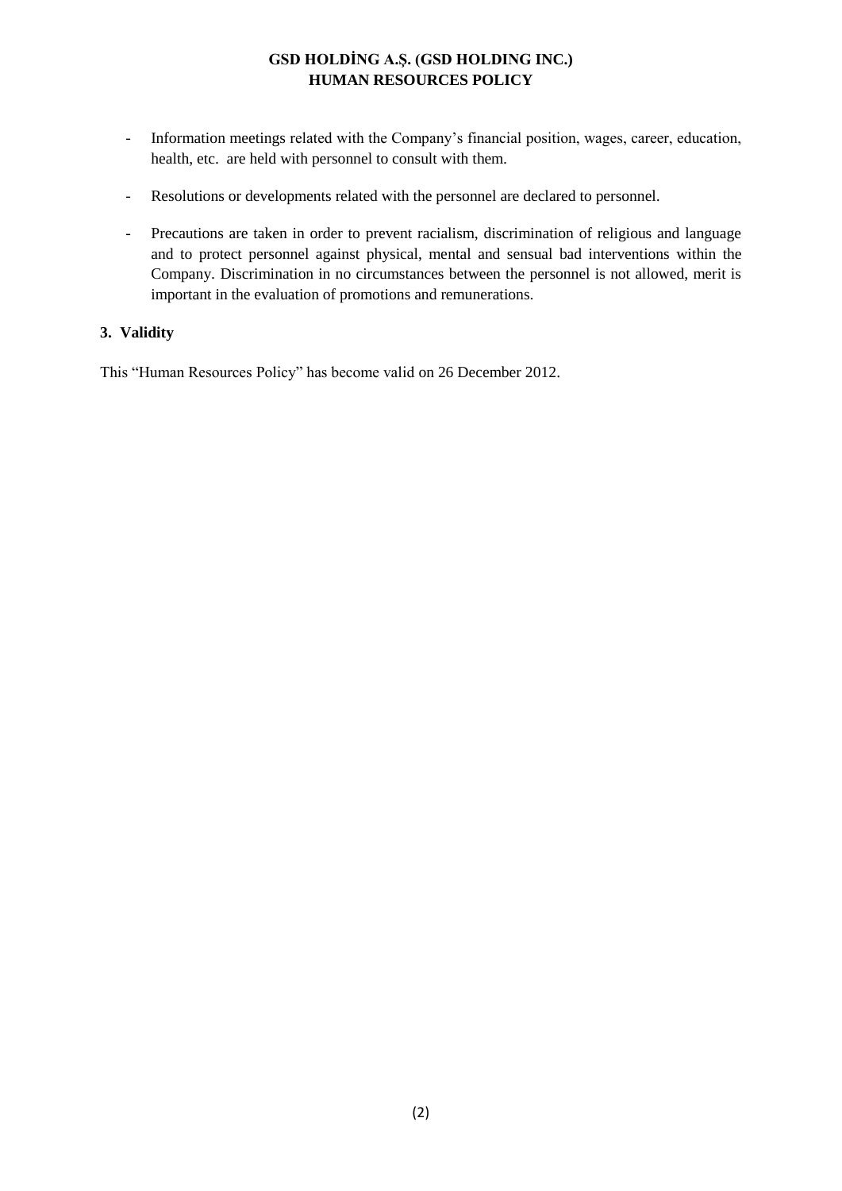- Information meetings related with the Company's financial position, wages, career, education, health, etc. are held with personnel to consult with them.
- Resolutions or developments related with the personnel are declared to personnel.
- Precautions are taken in order to prevent racialism, discrimination of religious and language and to protect personnel against physical, mental and sensual bad interventions within the Company. Discrimination in no circumstances between the personnel is not allowed, merit is important in the evaluation of promotions and remunerations.

## 3. Validity

This "Human Resources Policy" has become valid on 26 December 2012.